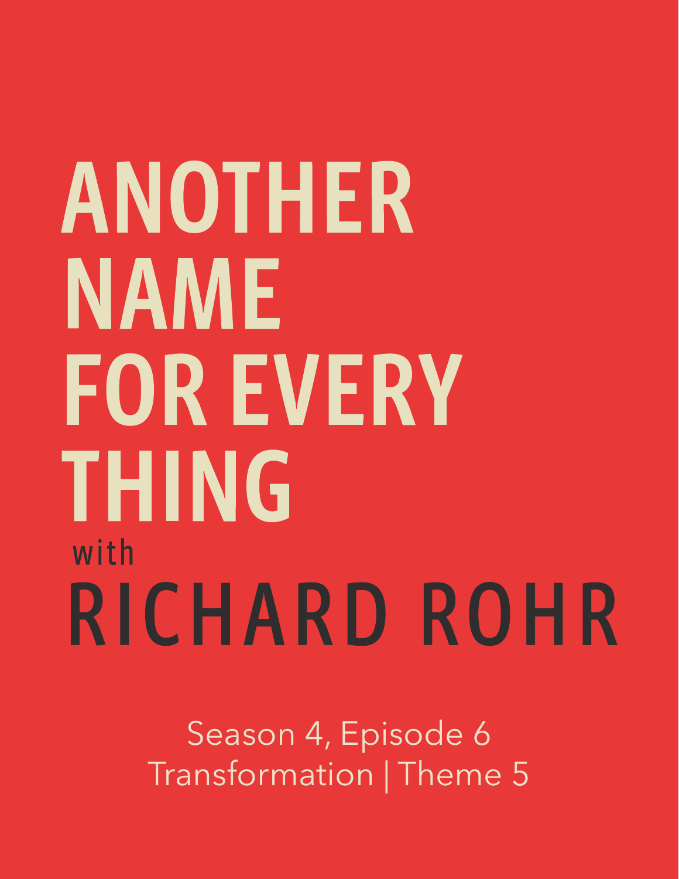# ANOTHER NAME FOR EVERY THING

with

# RICHARD ROHR

Season 4, Episode 6

Transformation | Theme 5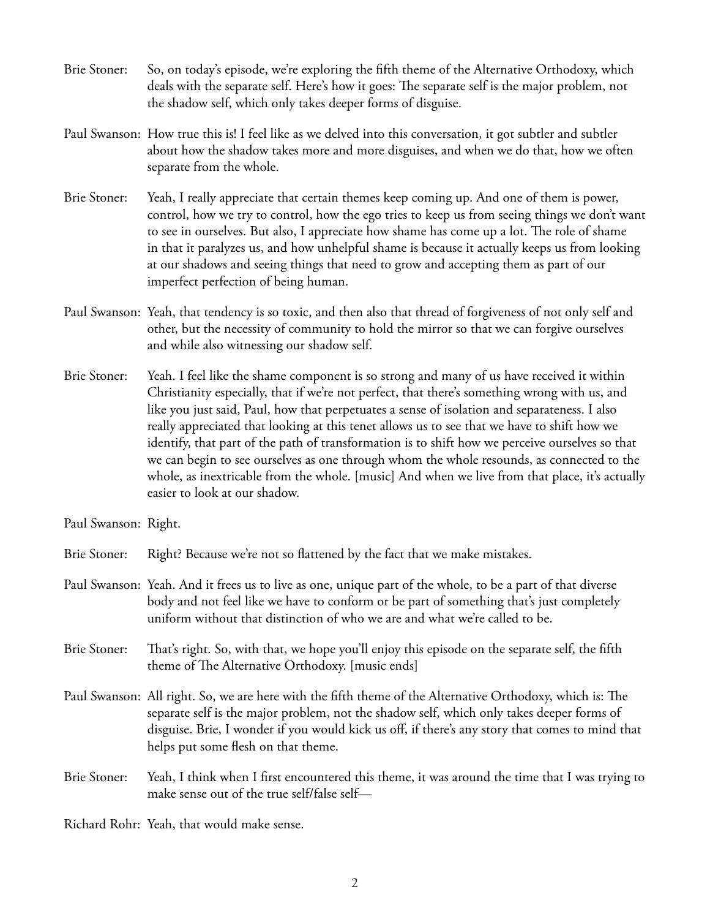Brie Stoner: So, on today's episode, we're exploring the fifth theme of the Alternative Orthodoxy, which deals with the separate self. Here's how it goes: The separate self is the major problem, not the shadow self, which only takes deeper forms of disguise.

Paul Swanson: How true this is! I feel like as we delved into this conversation, it got subtler and subtler about how the shadow takes more and more disguises, and when we do that, how we often separate from the whole.

Brie Stoner: Yeah, I really appreciate that certain themes keep coming up. And one of them is power, control, how we try to control, how the ego tries to keep us from seeing things we don't want to see in ourselves. But also, I appreciate how shame has come up a lot. The role of shame in that it paralyzes us, and how unhelpful shame is because it actually keeps us from looking at our shadows and seeing things that need to grow and accepting them as part of our imperfect perfection of being human.

Paul Swanson: Yeah, that tendency is so toxic, and then also that thread of forgiveness of not only self and other, but the necessity of community to hold the mirror so that we can forgive ourselves and while also witnessing our shadow self.

Brie Stoner: Yeah. I feel like the shame component is so strong and many of us have received it within Christianity especially, that if we're not perfect, that there's something wrong with us, and like you just said, Paul, how that perpetuates a sense of isolation and separateness. I also really appreciated that looking at this tenet allows us to see that we have to shift how we identify, that part of the path of transformation is to shift how we perceive ourselves so that we can begin to see ourselves as one through whom the whole resounds, as connected to the whole, as inextricable from the whole. [music] And when we live from that place, it's actually easier to look at our shadow.

Paul Swanson: Right.

Brie Stoner: Right? Because we're not so flattened by the fact that we make mistakes.

Paul Swanson: Yeah. And it frees us to live as one, unique part of the whole, to be a part of that diverse body and not feel like we have to conform or be part of something that's just completely uniform without that distinction of who we are and what we're called to be.

Brie Stoner: That's right. So, with that, we hope you'll enjoy this episode on the separate self, the fifth theme of The Alternative Orthodoxy. [music ends]

Paul Swanson: All right. So, we are here with the fifth theme of the Alternative Orthodoxy, which is: The separate self is the major problem, not the shadow self, which only takes deeper forms of disguise. Brie, I wonder if you would kick us off, if there's any story that comes to mind that helps put some flesh on that theme.

Brie Stoner: Yeah, I think when I first encountered this theme, it was around the time that I was trying to make sense out of the true self/false self—

Richard Rohr: Yeah, that would make sense.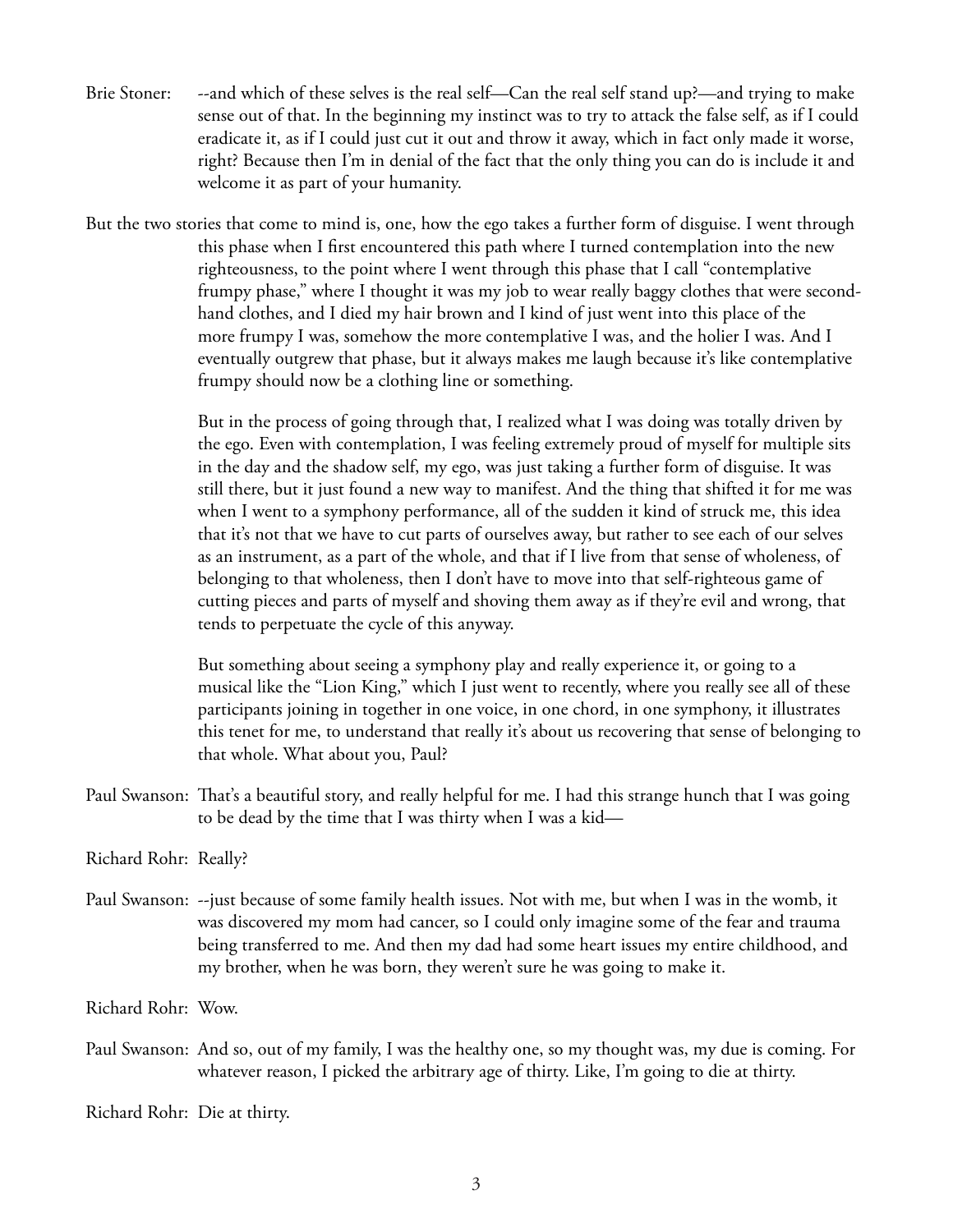Brie Stoner: --and which of these selves is the real self—Can the real self stand up?—and trying to make sense out of that. In the beginning my instinct was to try to attack the false self, as if I could eradicate it, as if I could just cut it out and throw it away, which in fact only made it worse, right? Because then I'm in denial of the fact that the only thing you can do is include it and welcome it as part of your humanity.

But the two stories that come to mind is, one, how the ego takes a further form of disguise. I went through this phase when I first encountered this path where I turned contemplation into the new righteousness, to the point where I went through this phase that I call "contemplative frumpy phase," where I thought it was my job to wear really baggy clothes that were second-hand clothes, and I died my hair brown and I kind of just went into this place of the more frumpy I was, somehow the more contemplative I was, and the holier I was. And I eventually outgrew that phase, but it always makes me laugh because it's like contemplative frumpy should now be a clothing line or something.

But in the process of going through that, I realized what I was doing was totally driven by the ego. Even with contemplation, I was feeling extremely proud of myself for multiple sits in the day and the shadow self, my ego, was just taking a further form of disguise. It was still there, but it just found a new way to manifest. And the thing that shifted it for me was when I went to a symphony performance, all of the sudden it kind of struck me, this idea that it's not that we have to cut parts of ourselves away, but rather to see each of our selves as an instrument, as a part of the whole, and that if I live from that sense of wholeness, of belonging to that wholeness, then I don't have to move into that self-righteous game of cutting pieces and parts of myself and shoving them away as if they're evil and wrong, that tends to perpetuate the cycle of this anyway.

But something about seeing a symphony play and really experience it, or going to a musical like the "Lion King," which I just went to recently, where you really see all of these participants joining in together in one voice, in one chord, in one symphony, it illustrates this tenet for me, to understand that really it's about us recovering that sense of belonging to that whole. What about you, Paul?

Paul Swanson: That's a beautiful story, and really helpful for me. I had this strange hunch that I was going to be dead by the time that I was thirty when I was a kid—

Richard Rohr: Really?

Paul Swanson: --just because of some family health issues. Not with me, but when I was in the womb, it was discovered my mom had cancer, so I could only imagine some of the fear and trauma being transferred to me. And then my dad had some heart issues my entire childhood, and my brother, when he was born, they weren't sure he was going to make it.

Richard Rohr: Wow.

Paul Swanson: And so, out of my family, I was the healthy one, so my thought was, my due is coming. For whatever reason, I picked the arbitrary age of thirty. Like, I'm going to die at thirty.

Richard Rohr: Die at thirty.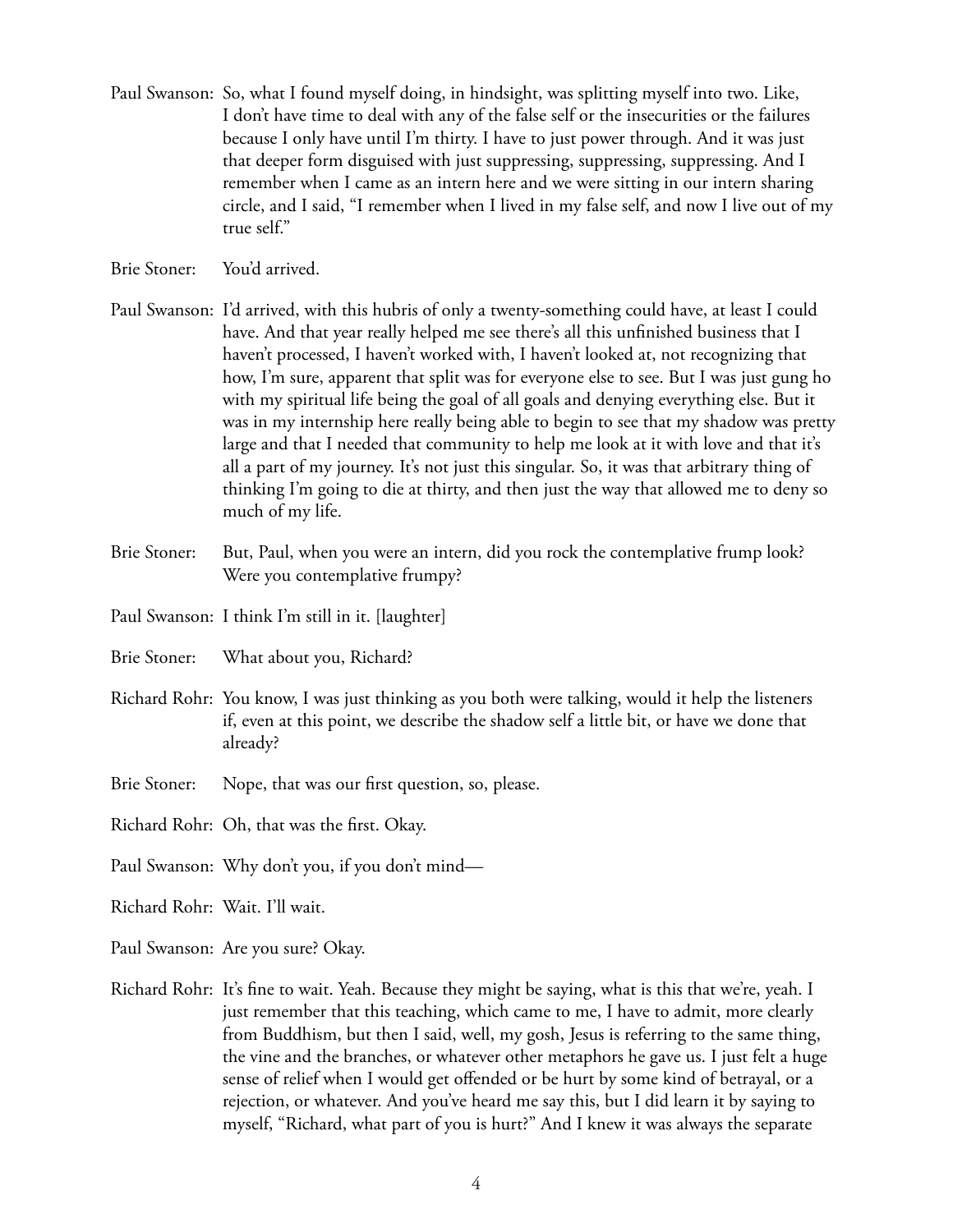Paul Swanson: So, what I found myself doing, in hindsight, was splitting myself into two. Like, I don't have time to deal with any of the false self or the insecurities or the failures because I only have until I'm thirty. I have to just power through. And it was just that deeper form disguised with just suppressing, suppressing, suppressing. And I remember when I came as an intern here and we were sitting in our intern sharing circle, and I said, "I remember when I lived in my false self, and now I live out of my true self."

Brie Stoner: You'd arrived.

Paul Swanson: I'd arrived, with this hubris of only a twenty-something could have, at least I could have. And that year really helped me see there's all this unfinished business that I haven't processed, I haven't worked with, I haven't looked at, not recognizing that how, I'm sure, apparent that split was for everyone else to see. But I was just gung ho with my spiritual life being the goal of all goals and denying everything else. But it was in my internship here really being able to begin to see that my shadow was pretty large and that I needed that community to help me look at it with love and that it's all a part of my journey. It's not just this singular. So, it was that arbitrary thing of thinking I'm going to die at thirty, and then just the way that allowed me to deny so much of my life.

Brie Stoner: But, Paul, when you were an intern, did you rock the contemplative frump look? Were you contemplative frumpy?

Paul Swanson: I think I'm still in it. [laughter]

Brie Stoner: What about you, Richard?

Richard Rohr: You know, I was just thinking as you both were talking, would it help the listeners if, even at this point, we describe the shadow self a little bit, or have we done that already?

Brie Stoner: Nope, that was our first question, so, please.

Richard Rohr: Oh, that was the first. Okay.

Paul Swanson: Why don't you, if you don't mind—

Richard Rohr: Wait. I'll wait.

Paul Swanson: Are you sure? Okay.

Richard Rohr: It's fine to wait. Yeah. Because they might be saying, what is this that we're, yeah. I just remember that this teaching, which came to me, I have to admit, more clearly from Buddhism, but then I said, well, my gosh, Jesus is referring to the same thing, the vine and the branches, or whatever other metaphors he gave us. I just felt a huge sense of relief when I would get offended or be hurt by some kind of betrayal, or a rejection, or whatever. And you've heard me say this, but I did learn it by saying to myself, "Richard, what part of you is hurt?" And I knew it was always the separate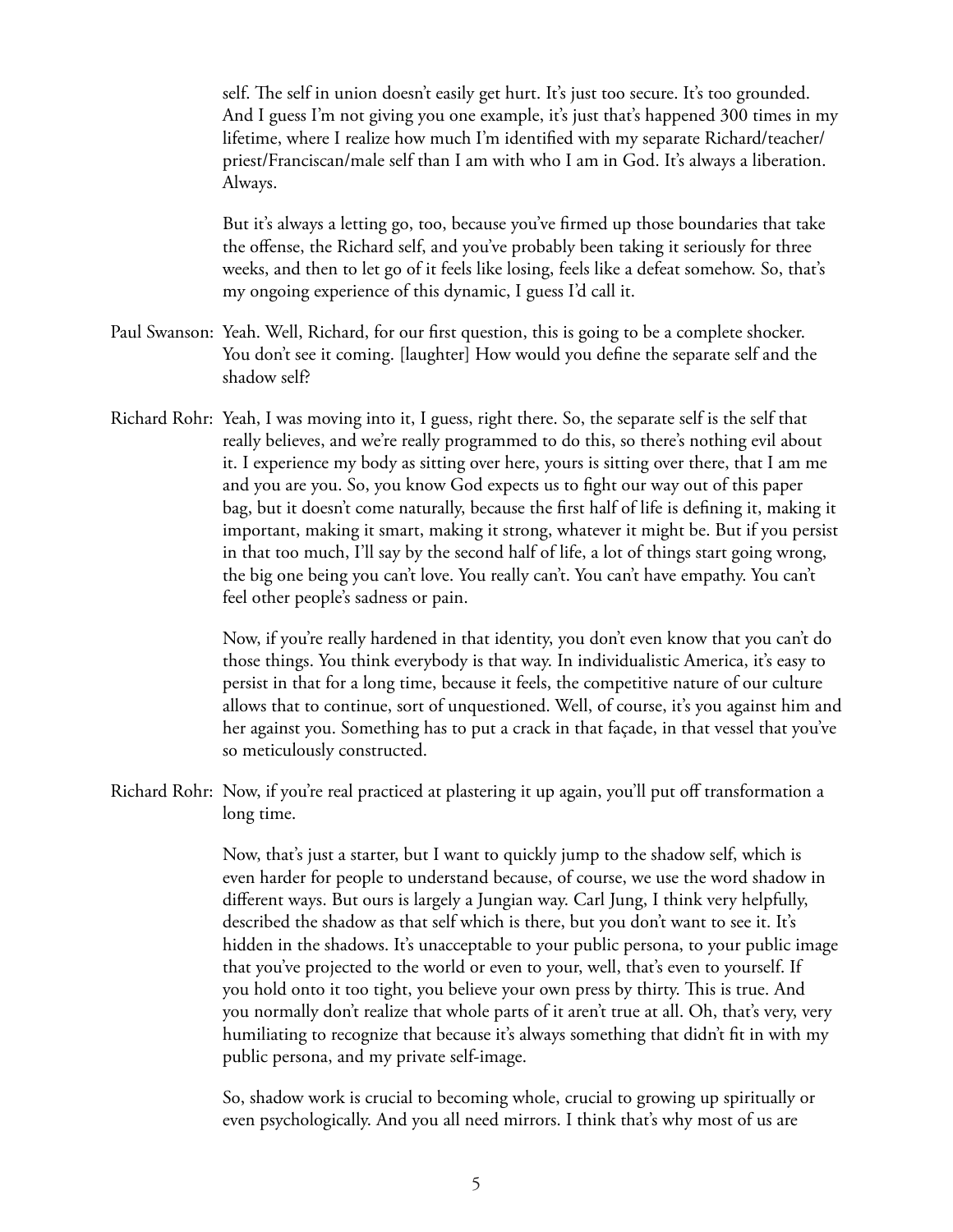self. The self in union doesn't easily get hurt. It's just too secure. It's too grounded. And I guess I'm not giving you one example, it's just that's happened 300 times in my lifetime, where I realize how much I'm identified with my separate Richard/teacher/priest/Franciscan/male self than I am with who I am in God. It's always a liberation. Always.

But it's always a letting go, too, because you've firmed up those boundaries that take the offense, the Richard self, and you've probably been taking it seriously for three weeks, and then to let go of it feels like losing, feels like a defeat somehow. So, that's my ongoing experience of this dynamic, I guess I'd call it.

Paul Swanson: Yeah. Well, Richard, for our first question, this is going to be a complete shocker. You don't see it coming. [laughter] How would you define the separate self and the shadow self?

Richard Rohr: Yeah, I was moving into it, I guess, right there. So, the separate self is the self that really believes, and we're really programmed to do this, so there's nothing evil about it. I experience my body as sitting over here, yours is sitting over there, that I am me and you are you. So, you know God expects us to fight our way out of this paper bag, but it doesn't come naturally, because the first half of life is defining it, making it important, making it smart, making it strong, whatever it might be. But if you persist in that too much, I'll say by the second half of life, a lot of things start going wrong, the big one being you can't love. You really can't. You can't have empathy. You can't feel other people's sadness or pain.

Now, if you're really hardened in that identity, you don't even know that you can't do those things. You think everybody is that way. In individualistic America, it's easy to persist in that for a long time, because it feels, the competitive nature of our culture allows that to continue, sort of unquestioned. Well, of course, it's you against him and her against you. Something has to put a crack in that façade, in that vessel that you've so meticulously constructed.

Richard Rohr: Now, if you're real practiced at plastering it up again, you'll put off transformation a long time.

Now, that's just a starter, but I want to quickly jump to the shadow self, which is even harder for people to understand because, of course, we use the word shadow in different ways. But ours is largely a Jungian way. Carl Jung, I think very helpfully, described the shadow as that self which is there, but you don't want to see it. It's hidden in the shadows. It's unacceptable to your public persona, to your public image that you've projected to the world or even to your, well, that's even to yourself. If you hold onto it too tight, you believe your own press by thirty. This is true. And you normally don't realize that whole parts of it aren't true at all. Oh, that's very, very humiliating to recognize that because it's always something that didn't fit in with my public persona, and my private self-image.

So, shadow work is crucial to becoming whole, crucial to growing up spiritually or even psychologically. And you all need mirrors. I think that's why most of us are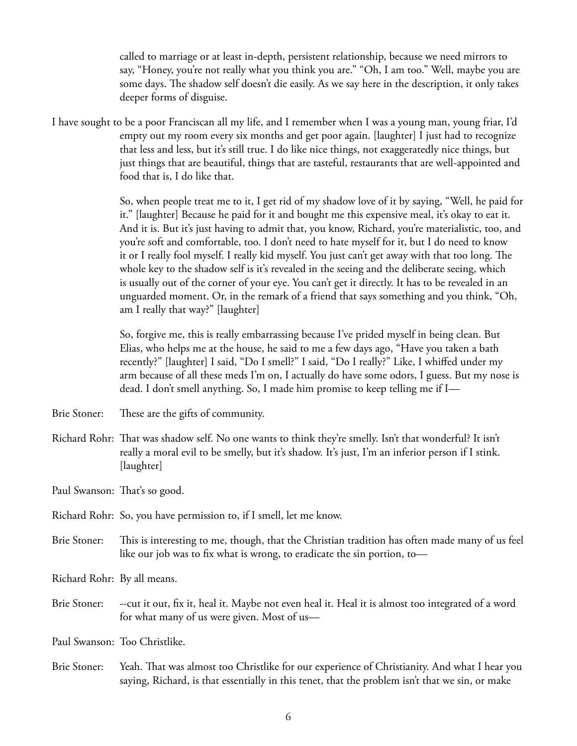called to marriage or at least in-depth, persistent relationship, because we need mirrors to say, "Honey, you're not really what you think you are." "Oh, I am too." Well, maybe you are some days. The shadow self doesn't die easily. As we say here in the description, it only takes deeper forms of disguise.

I have sought to be a poor Franciscan all my life, and I remember when I was a young man, young friar, I'd empty out my room every six months and get poor again. [laughter] I just had to recognize that less and less, but it's still true. I do like nice things, not exaggeratedly nice things, but just things that are beautiful, things that are tasteful, restaurants that are well-appointed and food that is, I do like that.

So, when people treat me to it, I get rid of my shadow love of it by saying, "Well, he paid for it." [laughter] Because he paid for it and bought me this expensive meal, it's okay to eat it. And it is. But it's just having to admit that, you know, Richard, you're materialistic, too, and you're soft and comfortable, too. I don't need to hate myself for it, but I do need to know it or I really fool myself. I really kid myself. You just can't get away with that too long. The whole key to the shadow self is it's revealed in the seeing and the deliberate seeing, which is usually out of the corner of your eye. You can't get it directly. It has to be revealed in an unguarded moment. Or, in the remark of a friend that says something and you think, "Oh, am I really that way?" [laughter]

So, forgive me, this is really embarrassing because I've prided myself in being clean. But Elias, who helps me at the house, he said to me a few days ago, "Have you taken a bath recently?" [laughter] I said, "Do I smell?" I said, "Do I really?" Like, I whiffed under my arm because of all these meds I'm on, I actually do have some odors, I guess. But my nose is dead. I don't smell anything. So, I made him promise to keep telling me if I—

Brie Stoner: These are the gifts of community.

Richard Rohr: That was shadow self. No one wants to think they're smelly. Isn't that wonderful? It isn't really a moral evil to be smelly, but it's shadow. It's just, I'm an inferior person if I stink. [laughter]

Paul Swanson: That's so good.

Richard Rohr: So, you have permission to, if I smell, let me know.

Brie Stoner: This is interesting to me, though, that the Christian tradition has often made many of us feel like our job was to fix what is wrong, to eradicate the sin portion, to—

Richard Rohr: By all means.

Brie Stoner: --cut it out, fix it, heal it. Maybe not even heal it. Heal it is almost too integrated of a word for what many of us were given. Most of us—

Paul Swanson: Too Christlike.

Brie Stoner: Yeah. That was almost too Christlike for our experience of Christianity. And what I hear you saying, Richard, is that essentially in this tenet, that the problem isn't that we sin, or make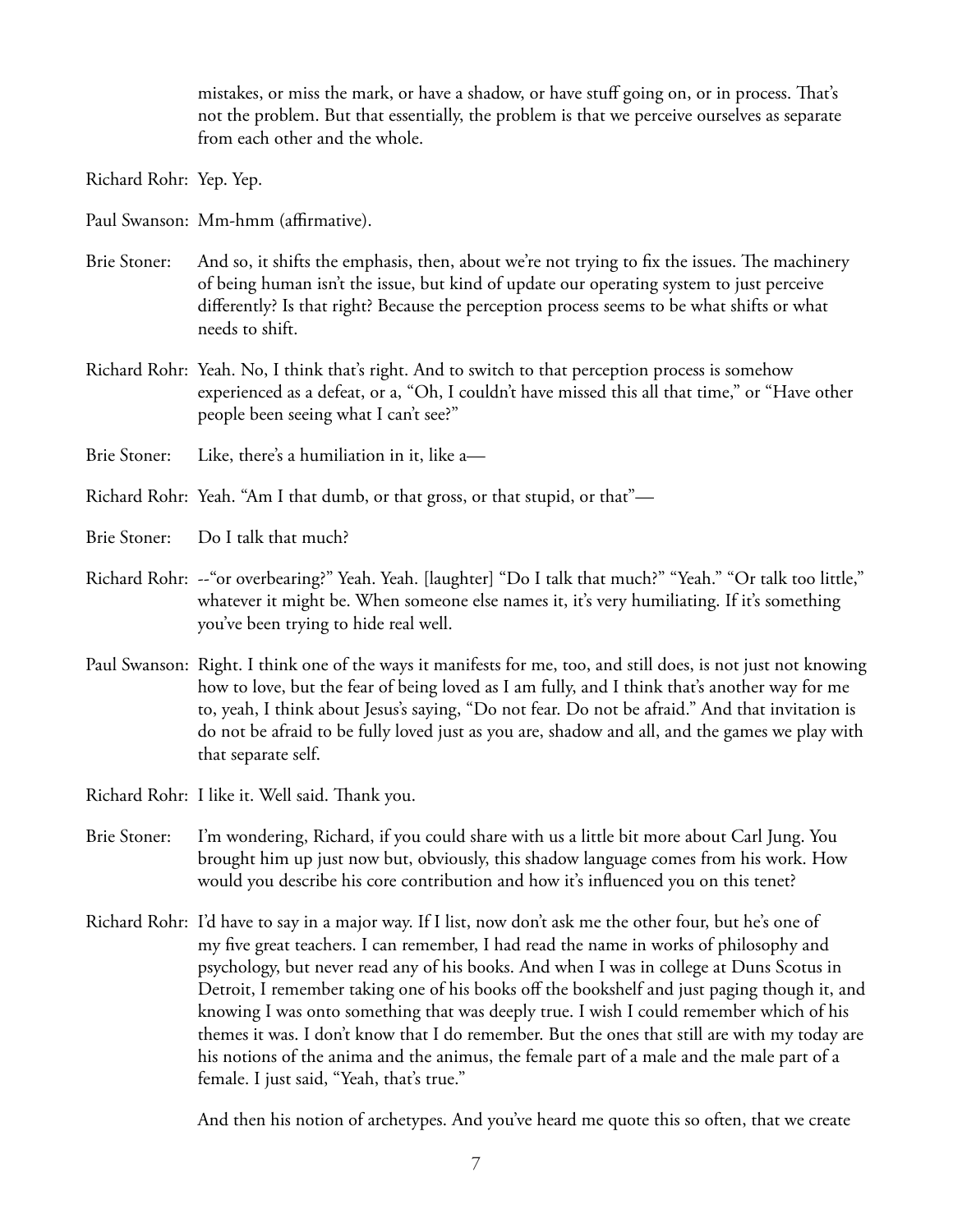mistakes, or miss the mark, or have a shadow, or have stuff going on, or in process. That's not the problem. But that essentially, the problem is that we perceive ourselves as separate from each other and the whole.

Richard Rohr: Yep. Yep.

Paul Swanson: Mm-hmm (affirmative).

Brie Stoner: And so, it shifts the emphasis, then, about we're not trying to fix the issues. The machinery of being human isn't the issue, but kind of update our operating system to just perceive differently? Is that right? Because the perception process seems to be what shifts or what needs to shift.

Richard Rohr: Yeah. No, I think that's right. And to switch to that perception process is somehow experienced as a defeat, or a, "Oh, I couldn't have missed this all that time," or "Have other people been seeing what I can't see?"

Brie Stoner: Like, there's a humiliation in it, like a—

Richard Rohr: Yeah. "Am I that dumb, or that gross, or that stupid, or that"—

Brie Stoner: Do I talk that much?

Richard Rohr: --"or overbearing?" Yeah. Yeah. [laughter] "Do I talk that much?" "Yeah." "Or talk too little," whatever it might be. When someone else names it, it's very humiliating. If it's something you've been trying to hide real well.

Paul Swanson: Right. I think one of the ways it manifests for me, too, and still does, is not just not knowing how to love, but the fear of being loved as I am fully, and I think that's another way for me to, yeah, I think about Jesus's saying, "Do not fear. Do not be afraid." And that invitation is do not be afraid to be fully loved just as you are, shadow and all, and the games we play with that separate self.

Richard Rohr: I like it. Well said. Thank you.

Brie Stoner: I'm wondering, Richard, if you could share with us a little bit more about Carl Jung. You brought him up just now but, obviously, this shadow language comes from his work. How would you describe his core contribution and how it's influenced you on this tenet?

Richard Rohr: I'd have to say in a major way. If I list, now don't ask me the other four, but he's one of my five great teachers. I can remember, I had read the name in works of philosophy and psychology, but never read any of his books. And when I was in college at Duns Scotus in Detroit, I remember taking one of his books off the bookshelf and just paging though it, and knowing I was onto something that was deeply true. I wish I could remember which of his themes it was. I don't know that I do remember. But the ones that still are with my today are his notions of the anima and the animus, the female part of a male and the male part of a female. I just said, "Yeah, that's true."

And then his notion of archetypes. And you've heard me quote this so often, that we create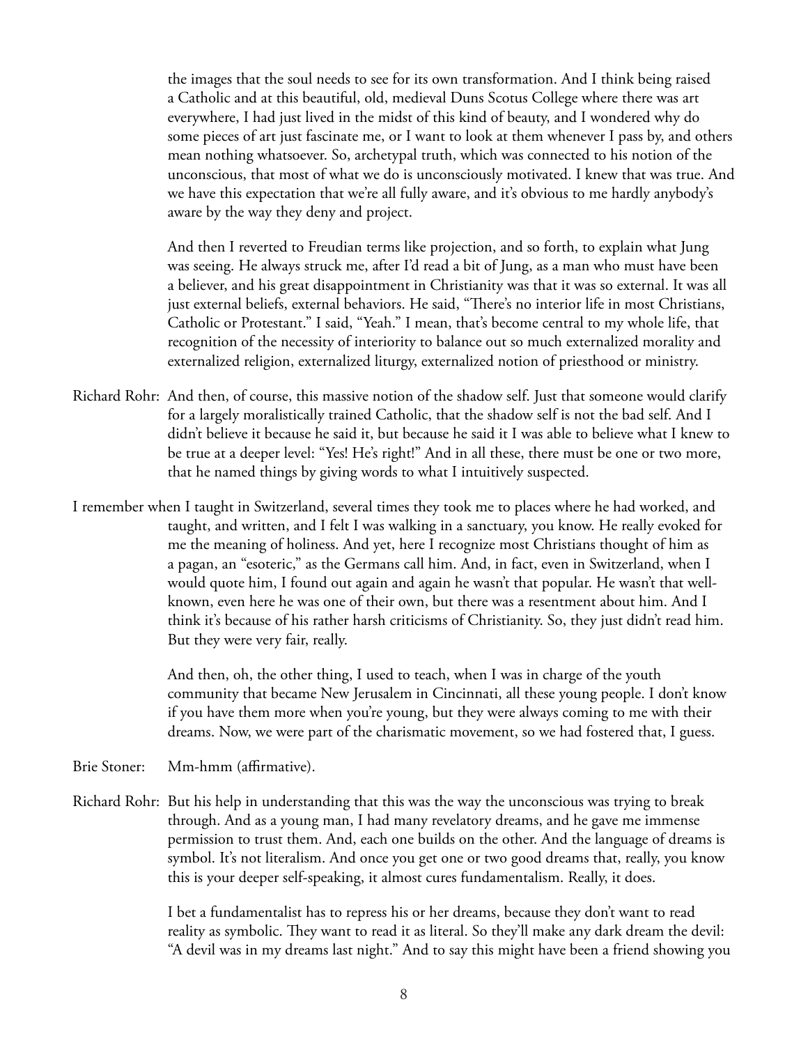the images that the soul needs to see for its own transformation. And I think being raised a Catholic and at this beautiful, old, medieval Duns Scotus College where there was art everywhere, I had just lived in the midst of this kind of beauty, and I wondered why do some pieces of art just fascinate me, or I want to look at them whenever I pass by, and others mean nothing whatsoever. So, archetypal truth, which was connected to his notion of the unconscious, that most of what we do is unconsciously motivated. I knew that was true. And we have this expectation that we're all fully aware, and it's obvious to me hardly anybody's aware by the way they deny and project.

And then I reverted to Freudian terms like projection, and so forth, to explain what Jung was seeing. He always struck me, after I'd read a bit of Jung, as a man who must have been a believer, and his great disappointment in Christianity was that it was so external. It was all just external beliefs, external behaviors. He said, "There's no interior life in most Christians, Catholic or Protestant." I said, "Yeah." I mean, that's become central to my whole life, that recognition of the necessity of interiority to balance out so much externalized morality and externalized religion, externalized liturgy, externalized notion of priesthood or ministry.

Richard Rohr: And then, of course, this massive notion of the shadow self. Just that someone would clarify for a largely moralistically trained Catholic, that the shadow self is not the bad self. And I didn't believe it because he said it, but because he said it I was able to believe what I knew to be true at a deeper level: "Yes! He's right!" And in all these, there must be one or two more, that he named things by giving words to what I intuitively suspected.

I remember when I taught in Switzerland, several times they took me to places where he had worked, and taught, and written, and I felt I was walking in a sanctuary, you know. He really evoked for me the meaning of holiness. And yet, here I recognize most Christians thought of him as a pagan, an "esoteric," as the Germans call him. And, in fact, even in Switzerland, when I would quote him, I found out again and again he wasn't that popular. He wasn't that well-known, even here he was one of their own, but there was a resentment about him. And I think it's because of his rather harsh criticisms of Christianity. So, they just didn't read him. But they were very fair, really.

And then, oh, the other thing, I used to teach, when I was in charge of the youth community that became New Jerusalem in Cincinnati, all these young people. I don't know if you have them more when you're young, but they were always coming to me with their dreams. Now, we were part of the charismatic movement, so we had fostered that, I guess.

Brie Stoner: Mm-hmm (affirmative).

Richard Rohr: But his help in understanding that this was the way the unconscious was trying to break through. And as a young man, I had many revelatory dreams, and he gave me immense permission to trust them. And, each one builds on the other. And the language of dreams is symbol. It's not literalism. And once you get one or two good dreams that, really, you know this is your deeper self-speaking, it almost cures fundamentalism. Really, it does.

I bet a fundamentalist has to repress his or her dreams, because they don't want to read reality as symbolic. They want to read it as literal. So they'll make any dark dream the devil: "A devil was in my dreams last night." And to say this might have been a friend showing you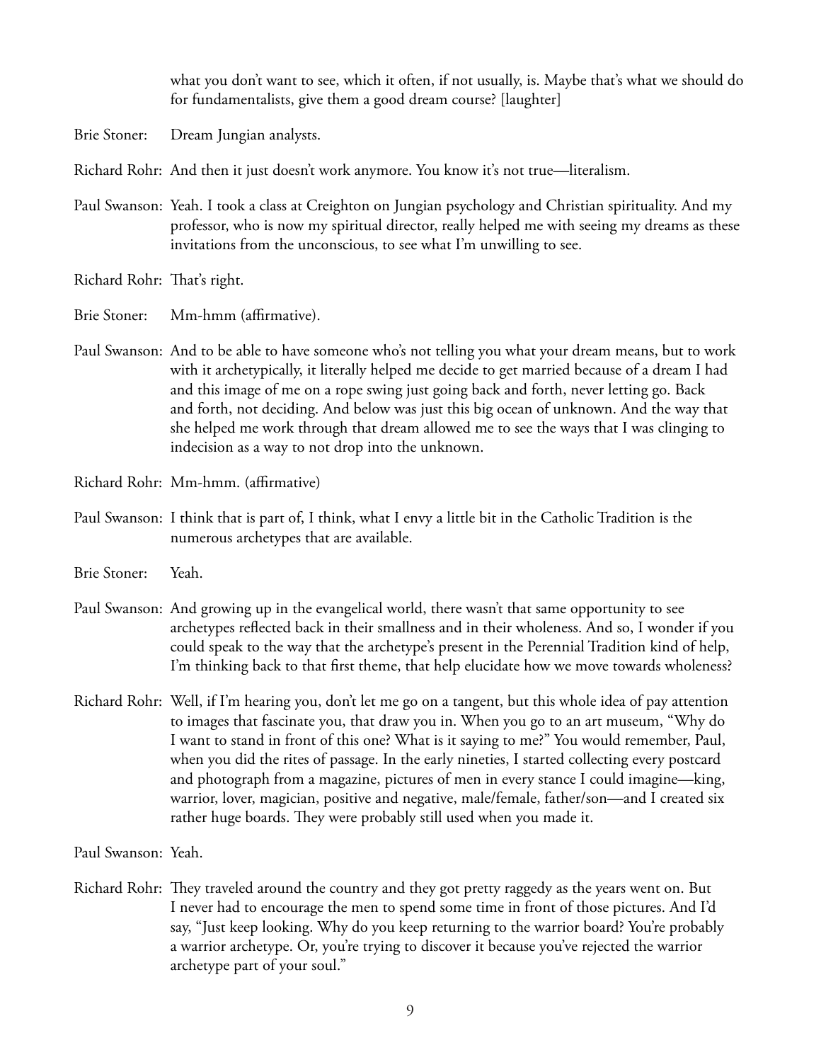what you don't want to see, which it often, if not usually, is. Maybe that's what we should do for fundamentalists, give them a good dream course? [laughter]

Brie Stoner: Dream Jungian analysts.

Richard Rohr: And then it just doesn't work anymore. You know it's not true—literalism.

Paul Swanson: Yeah. I took a class at Creighton on Jungian psychology and Christian spirituality. And my professor, who is now my spiritual director, really helped me with seeing my dreams as these invitations from the unconscious, to see what I'm unwilling to see.

Richard Rohr: That's right.

Brie Stoner: Mm-hmm (affirmative).

Paul Swanson: And to be able to have someone who's not telling you what your dream means, but to work with it archetypically, it literally helped me decide to get married because of a dream I had and this image of me on a rope swing just going back and forth, never letting go. Back and forth, not deciding. And below was just this big ocean of unknown. And the way that she helped me work through that dream allowed me to see the ways that I was clinging to indecision as a way to not drop into the unknown.

Richard Rohr: Mm-hmm. (affirmative)

Paul Swanson: I think that is part of, I think, what I envy a little bit in the Catholic Tradition is the numerous archetypes that are available.

Brie Stoner: Yeah.

Paul Swanson: And growing up in the evangelical world, there wasn't that same opportunity to see archetypes reflected back in their smallness and in their wholeness. And so, I wonder if you could speak to the way that the archetype's present in the Perennial Tradition kind of help, I'm thinking back to that first theme, that help elucidate how we move towards wholeness?

Richard Rohr: Well, if I'm hearing you, don't let me go on a tangent, but this whole idea of pay attention to images that fascinate you, that draw you in. When you go to an art museum, "Why do I want to stand in front of this one? What is it saying to me?" You would remember, Paul, when you did the rites of passage. In the early nineties, I started collecting every postcard and photograph from a magazine, pictures of men in every stance I could imagine—king, warrior, lover, magician, positive and negative, male/female, father/son—and I created six rather huge boards. They were probably still used when you made it.

Paul Swanson: Yeah.

Richard Rohr: They traveled around the country and they got pretty raggedy as the years went on. But I never had to encourage the men to spend some time in front of those pictures. And I'd say, "Just keep looking. Why do you keep returning to the warrior board? You're probably a warrior archetype. Or, you're trying to discover it because you've rejected the warrior archetype part of your soul."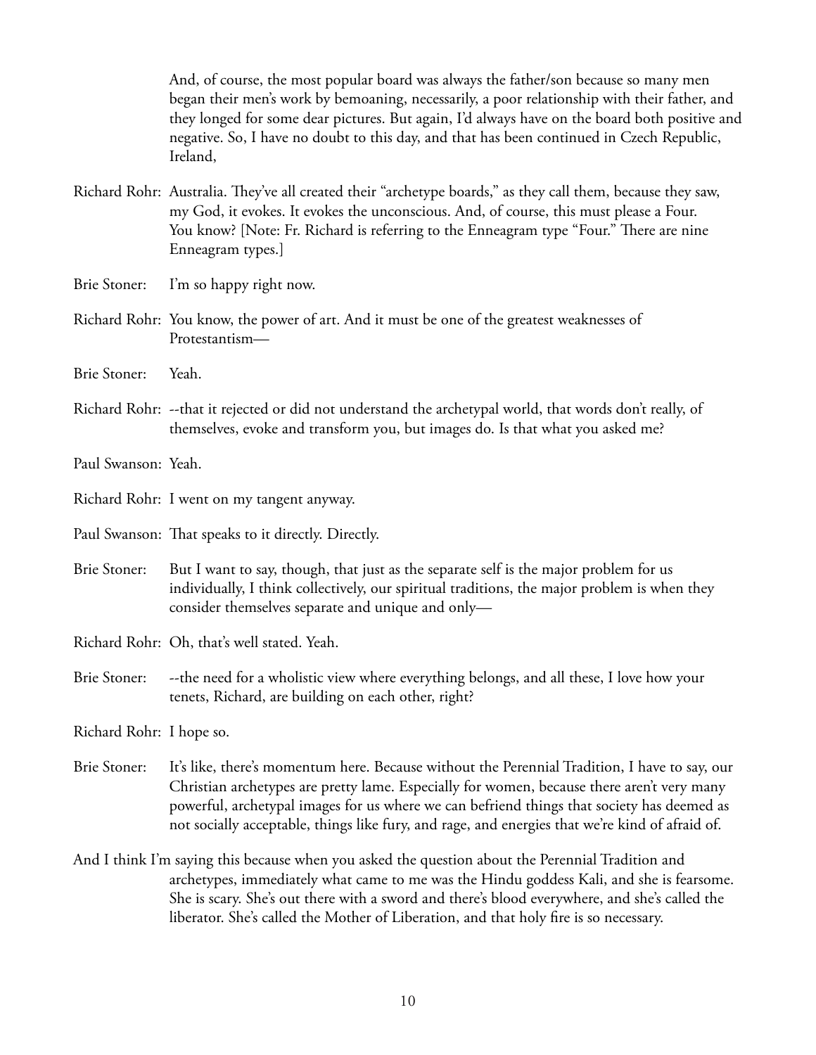And, of course, the most popular board was always the father/son because so many men began their men's work by bemoaning, necessarily, a poor relationship with their father, and they longed for some dear pictures. But again, I'd always have on the board both positive and negative. So, I have no doubt to this day, and that has been continued in Czech Republic, Ireland,

Richard Rohr: Australia. They've all created their "archetype boards," as they call them, because they saw, my God, it evokes. It evokes the unconscious. And, of course, this must please a Four. You know? [Note: Fr. Richard is referring to the Enneagram type "Four." There are nine Enneagram types.]

Brie Stoner: I'm so happy right now.

Richard Rohr: You know, the power of art. And it must be one of the greatest weaknesses of Protestantism—

Brie Stoner: Yeah.

Richard Rohr: --that it rejected or did not understand the archetypal world, that words don't really, of themselves, evoke and transform you, but images do. Is that what you asked me?

Paul Swanson: Yeah.

Richard Rohr: I went on my tangent anyway.

Paul Swanson: That speaks to it directly. Directly.

Brie Stoner: But I want to say, though, that just as the separate self is the major problem for us individually, I think collectively, our spiritual traditions, the major problem is when they consider themselves separate and unique and only—

Richard Rohr: Oh, that's well stated. Yeah.

Brie Stoner: --the need for a wholistic view where everything belongs, and all these, I love how your tenets, Richard, are building on each other, right?

Richard Rohr: I hope so.

Brie Stoner: It's like, there's momentum here. Because without the Perennial Tradition, I have to say, our Christian archetypes are pretty lame. Especially for women, because there aren't very many powerful, archetypal images for us where we can befriend things that society has deemed as not socially acceptable, things like fury, and rage, and energies that we're kind of afraid of.

And I think I'm saying this because when you asked the question about the Perennial Tradition and archetypes, immediately what came to me was the Hindu goddess Kali, and she is fearsome. She is scary. She's out there with a sword and there's blood everywhere, and she's called the liberator. She's called the Mother of Liberation, and that holy fire is so necessary.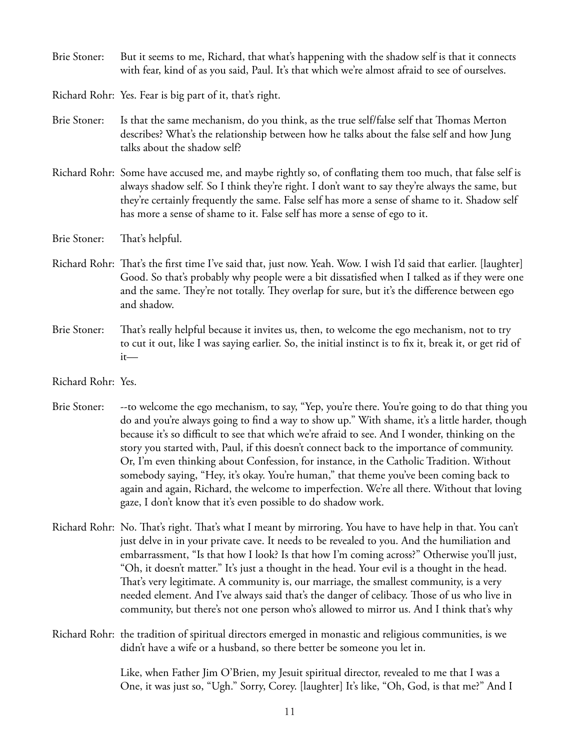Brie Stoner: But it seems to me, Richard, that what's happening with the shadow self is that it connects with fear, kind of as you said, Paul. It's that which we're almost afraid to see of ourselves.

Richard Rohr: Yes. Fear is big part of it, that's right.

Brie Stoner: Is that the same mechanism, do you think, as the true self/false self that Thomas Merton describes? What's the relationship between how he talks about the false self and how Jung talks about the shadow self?

Richard Rohr: Some have accused me, and maybe rightly so, of conflating them too much, that false self is always shadow self. So I think they're right. I don't want to say they're always the same, but they're certainly frequently the same. False self has more a sense of shame to it. Shadow self has more a sense of shame to it. False self has more a sense of ego to it.

Brie Stoner: That's helpful.

Richard Rohr: That's the first time I've said that, just now. Yeah. Wow. I wish I'd said that earlier. [laughter] Good. So that's probably why people were a bit dissatisfied when I talked as if they were one and the same. They're not totally. They overlap for sure, but it's the difference between ego and shadow.

Brie Stoner: That's really helpful because it invites us, then, to welcome the ego mechanism, not to try to cut it out, like I was saying earlier. So, the initial instinct is to fix it, break it, or get rid of it—

Richard Rohr: Yes.

Brie Stoner: --to welcome the ego mechanism, to say, "Yep, you're there. You're going to do that thing you do and you're always going to find a way to show up." With shame, it's a little harder, though because it's so difficult to see that which we're afraid to see. And I wonder, thinking on the story you started with, Paul, if this doesn't connect back to the importance of community. Or, I'm even thinking about Confession, for instance, in the Catholic Tradition. Without somebody saying, "Hey, it's okay. You're human," that theme you've been coming back to again and again, Richard, the welcome to imperfection. We're all there. Without that loving gaze, I don't know that it's even possible to do shadow work.

Richard Rohr: No. That's right. That's what I meant by mirroring. You have to have help in that. You can't just delve in in your private cave. It needs to be revealed to you. And the humiliation and embarrassment, "Is that how I look? Is that how I'm coming across?" Otherwise you'll just, "Oh, it doesn't matter." It's just a thought in the head. Your evil is a thought in the head. That's very legitimate. A community is, our marriage, the smallest community, is a very needed element. And I've always said that's the danger of celibacy. Those of us who live in community, but there's not one person who's allowed to mirror us. And I think that's why

Richard Rohr: the tradition of spiritual directors emerged in monastic and religious communities, is we didn't have a wife or a husband, so there better be someone you let in.

Like, when Father Jim O'Brien, my Jesuit spiritual director, revealed to me that I was a One, it was just so, "Ugh." Sorry, Corey. [laughter] It's like, "Oh, God, is that me?" And I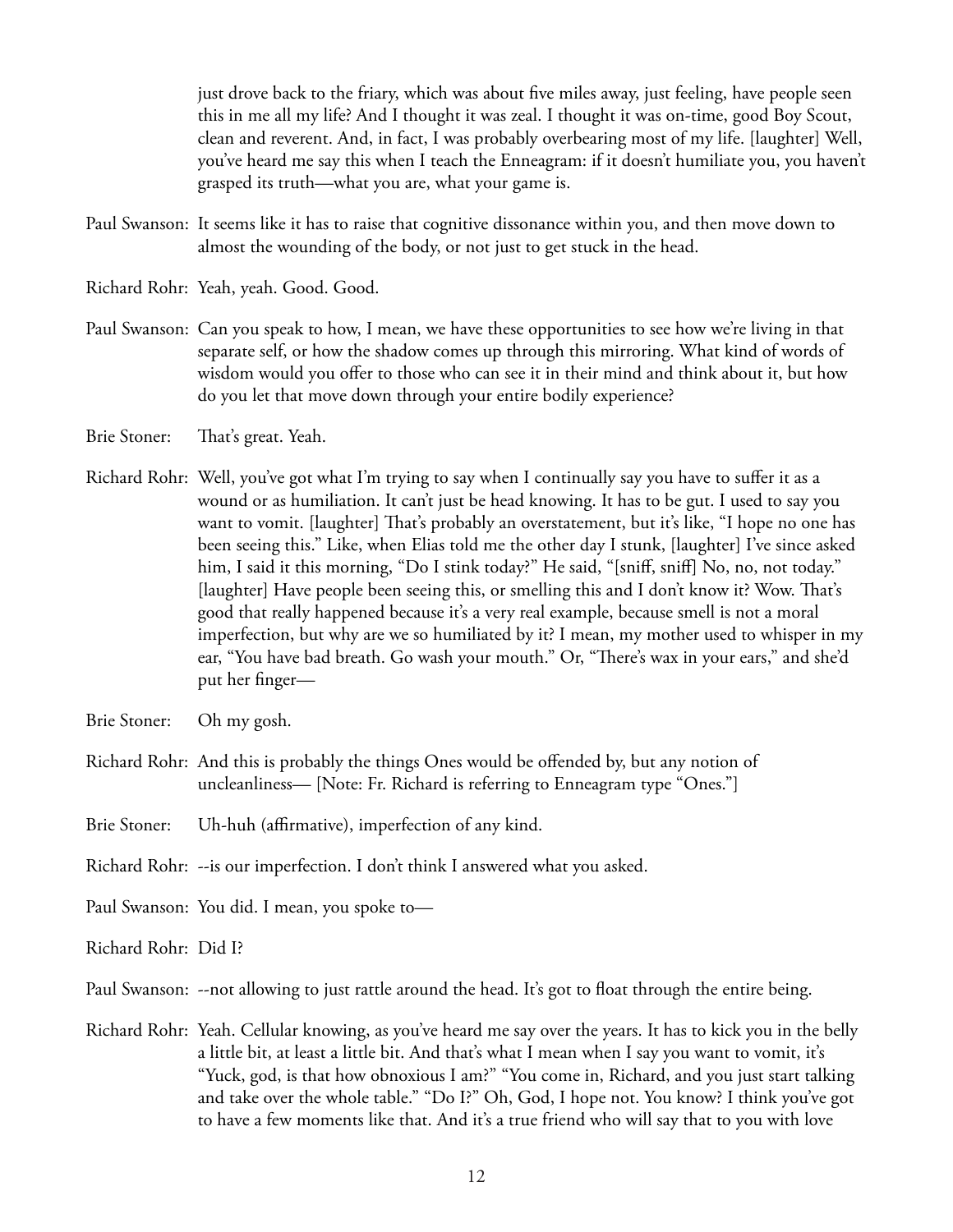just drove back to the friary, which was about five miles away, just feeling, have people seen this in me all my life? And I thought it was zeal. I thought it was on-time, good Boy Scout, clean and reverent. And, in fact, I was probably overbearing most of my life. [laughter] Well, you've heard me say this when I teach the Enneagram: if it doesn't humiliate you, you haven't grasped its truth—what you are, what your game is.

Paul Swanson: It seems like it has to raise that cognitive dissonance within you, and then move down to almost the wounding of the body, or not just to get stuck in the head.

Richard Rohr: Yeah, yeah. Good. Good.

Paul Swanson: Can you speak to how, I mean, we have these opportunities to see how we're living in that separate self, or how the shadow comes up through this mirroring. What kind of words of wisdom would you offer to those who can see it in their mind and think about it, but how do you let that move down through your entire bodily experience?

Brie Stoner: That's great. Yeah.

Richard Rohr: Well, you've got what I'm trying to say when I continually say you have to suffer it as a wound or as humiliation. It can't just be head knowing. It has to be gut. I used to say you want to vomit. [laughter] That's probably an overstatement, but it's like, "I hope no one has been seeing this." Like, when Elias told me the other day I stunk, [laughter] I've since asked him, I said it this morning, "Do I stink today?" He said, "[sniff, sniff] No, no, not today." [laughter] Have people been seeing this, or smelling this and I don't know it? Wow. That's good that really happened because it's a very real example, because smell is not a moral imperfection, but why are we so humiliated by it? I mean, my mother used to whisper in my ear, "You have bad breath. Go wash your mouth." Or, "There's wax in your ears," and she'd put her finger—

Brie Stoner: Oh my gosh.

Richard Rohr: And this is probably the things Ones would be offended by, but any notion of uncleanliness— [Note: Fr. Richard is referring to Enneagram type "Ones."]

Brie Stoner: Uh-huh (affirmative), imperfection of any kind.

Richard Rohr: --is our imperfection. I don't think I answered what you asked.

Paul Swanson: You did. I mean, you spoke to—

Richard Rohr: Did I?

Paul Swanson: --not allowing to just rattle around the head. It's got to float through the entire being.

Richard Rohr: Yeah. Cellular knowing, as you've heard me say over the years. It has to kick you in the belly a little bit, at least a little bit. And that's what I mean when I say you want to vomit, it's "Yuck, god, is that how obnoxious I am?" "You come in, Richard, and you just start talking and take over the whole table." "Do I?" Oh, God, I hope not. You know? I think you've got to have a few moments like that. And it's a true friend who will say that to you with love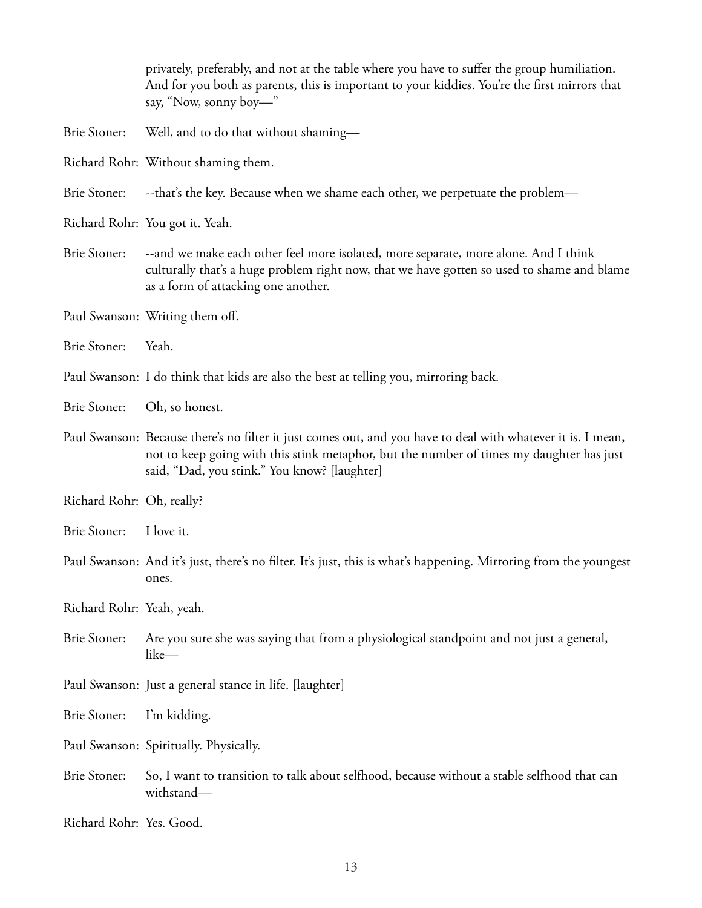privately, preferably, and not at the table where you have to suffer the group humiliation. And for you both as parents, this is important to your kiddies. You're the first mirrors that say, "Now, sonny boy—"

Brie Stoner: Well, and to do that without shaming—

Richard Rohr: Without shaming them.

Brie Stoner: --that's the key. Because when we shame each other, we perpetuate the problem—

Richard Rohr: You got it. Yeah.

Brie Stoner: --and we make each other feel more isolated, more separate, more alone. And I think culturally that's a huge problem right now, that we have gotten so used to shame and blame as a form of attacking one another.

Paul Swanson: Writing them off.

Brie Stoner: Yeah.

Paul Swanson: I do think that kids are also the best at telling you, mirroring back.

Brie Stoner: Oh, so honest.

Paul Swanson: Because there's no filter it just comes out, and you have to deal with whatever it is. I mean, not to keep going with this stink metaphor, but the number of times my daughter has just said, "Dad, you stink." You know? [laughter]

Richard Rohr: Oh, really?

Brie Stoner: I love it.

Paul Swanson: And it's just, there's no filter. It's just, this is what's happening. Mirroring from the youngest ones.

Richard Rohr: Yeah, yeah.

Brie Stoner: Are you sure she was saying that from a physiological standpoint and not just a general, like—

Paul Swanson: Just a general stance in life. [laughter]

Brie Stoner: I'm kidding.

Paul Swanson: Spiritually. Physically.

Brie Stoner: So, I want to transition to talk about selfhood, because without a stable selfhood that can withstand—

Richard Rohr: Yes. Good.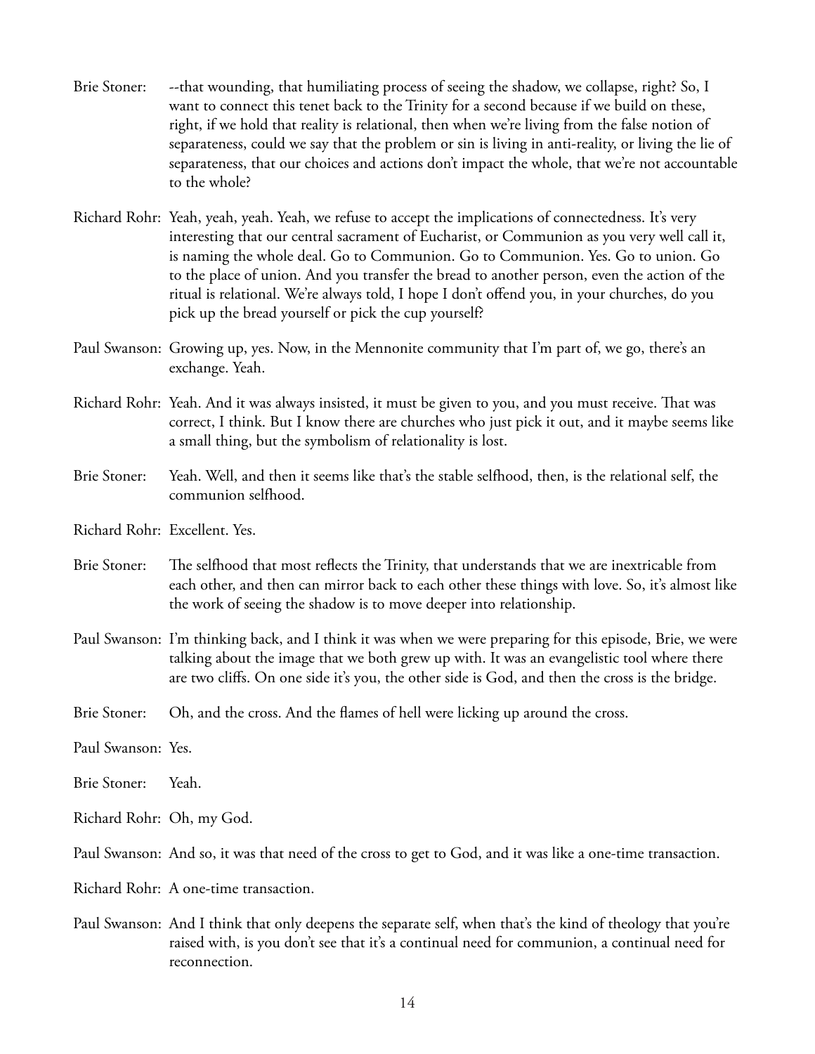Brie Stoner: --that wounding, that humiliating process of seeing the shadow, we collapse, right? So, I want to connect this tenet back to the Trinity for a second because if we build on these, right, if we hold that reality is relational, then when we're living from the false notion of separateness, could we say that the problem or sin is living in anti-reality, or living the lie of separateness, that our choices and actions don't impact the whole, that we're not accountable to the whole?

Richard Rohr: Yeah, yeah, yeah. Yeah, we refuse to accept the implications of connectedness. It's very interesting that our central sacrament of Eucharist, or Communion as you very well call it, is naming the whole deal. Go to Communion. Go to Communion. Yes. Go to union. Go to the place of union. And you transfer the bread to another person, even the action of the ritual is relational. We're always told, I hope I don't offend you, in your churches, do you pick up the bread yourself or pick the cup yourself?

Paul Swanson: Growing up, yes. Now, in the Mennonite community that I'm part of, we go, there's an exchange. Yeah.

Richard Rohr: Yeah. And it was always insisted, it must be given to you, and you must receive. That was correct, I think. But I know there are churches who just pick it out, and it maybe seems like a small thing, but the symbolism of relationality is lost.

Brie Stoner: Yeah. Well, and then it seems like that's the stable selfhood, then, is the relational self, the communion selfhood.

Richard Rohr: Excellent. Yes.

Brie Stoner: The selfhood that most reflects the Trinity, that understands that we are inextricable from each other, and then can mirror back to each other these things with love. So, it's almost like the work of seeing the shadow is to move deeper into relationship.

Paul Swanson: I'm thinking back, and I think it was when we were preparing for this episode, Brie, we were talking about the image that we both grew up with. It was an evangelistic tool where there are two cliffs. On one side it's you, the other side is God, and then the cross is the bridge.

Brie Stoner: Oh, and the cross. And the flames of hell were licking up around the cross.

Paul Swanson: Yes.

Brie Stoner: Yeah.

Richard Rohr: Oh, my God.

Paul Swanson: And so, it was that need of the cross to get to God, and it was like a one-time transaction.

Richard Rohr: A one-time transaction.

Paul Swanson: And I think that only deepens the separate self, when that's the kind of theology that you're raised with, is you don't see that it's a continual need for communion, a continual need for reconnection.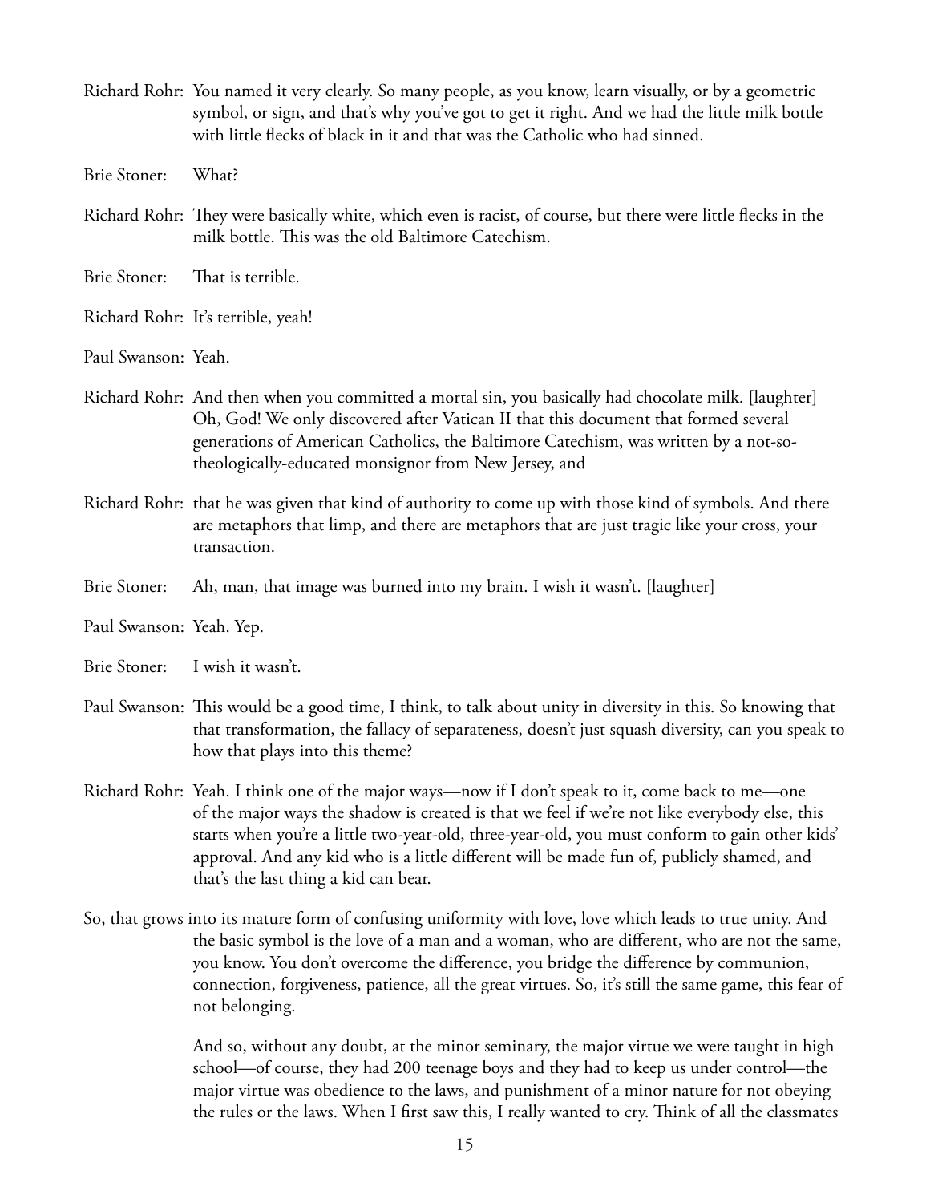Richard Rohr: You named it very clearly. So many people, as you know, learn visually, or by a geometric symbol, or sign, and that's why you've got to get it right. And we had the little milk bottle with little flecks of black in it and that was the Catholic who had sinned.

Brie Stoner: What?

Richard Rohr: They were basically white, which even is racist, of course, but there were little flecks in the milk bottle. This was the old Baltimore Catechism.

Brie Stoner: That is terrible.

Richard Rohr: It's terrible, yeah!

Paul Swanson: Yeah.

Richard Rohr: And then when you committed a mortal sin, you basically had chocolate milk. [laughter] Oh, God! We only discovered after Vatican II that this document that formed several generations of American Catholics, the Baltimore Catechism, was written by a not-so-theologically-educated monsignor from New Jersey, and

Richard Rohr: that he was given that kind of authority to come up with those kind of symbols. And there are metaphors that limp, and there are metaphors that are just tragic like your cross, your transaction.

Brie Stoner: Ah, man, that image was burned into my brain. I wish it wasn't. [laughter]

Paul Swanson: Yeah. Yep.

Brie Stoner: I wish it wasn't.

Paul Swanson: This would be a good time, I think, to talk about unity in diversity in this. So knowing that that transformation, the fallacy of separateness, doesn't just squash diversity, can you speak to how that plays into this theme?

Richard Rohr: Yeah. I think one of the major ways—now if I don't speak to it, come back to me—one of the major ways the shadow is created is that we feel if we're not like everybody else, this starts when you're a little two-year-old, three-year-old, you must conform to gain other kids' approval. And any kid who is a little different will be made fun of, publicly shamed, and that's the last thing a kid can bear.

So, that grows into its mature form of confusing uniformity with love, love which leads to true unity. And the basic symbol is the love of a man and a woman, who are different, who are not the same, you know. You don't overcome the difference, you bridge the difference by communion, connection, forgiveness, patience, all the great virtues. So, it's still the same game, this fear of not belonging.

And so, without any doubt, at the minor seminary, the major virtue we were taught in high school—of course, they had 200 teenage boys and they had to keep us under control—the major virtue was obedience to the laws, and punishment of a minor nature for not obeying the rules or the laws. When I first saw this, I really wanted to cry. Think of all the classmates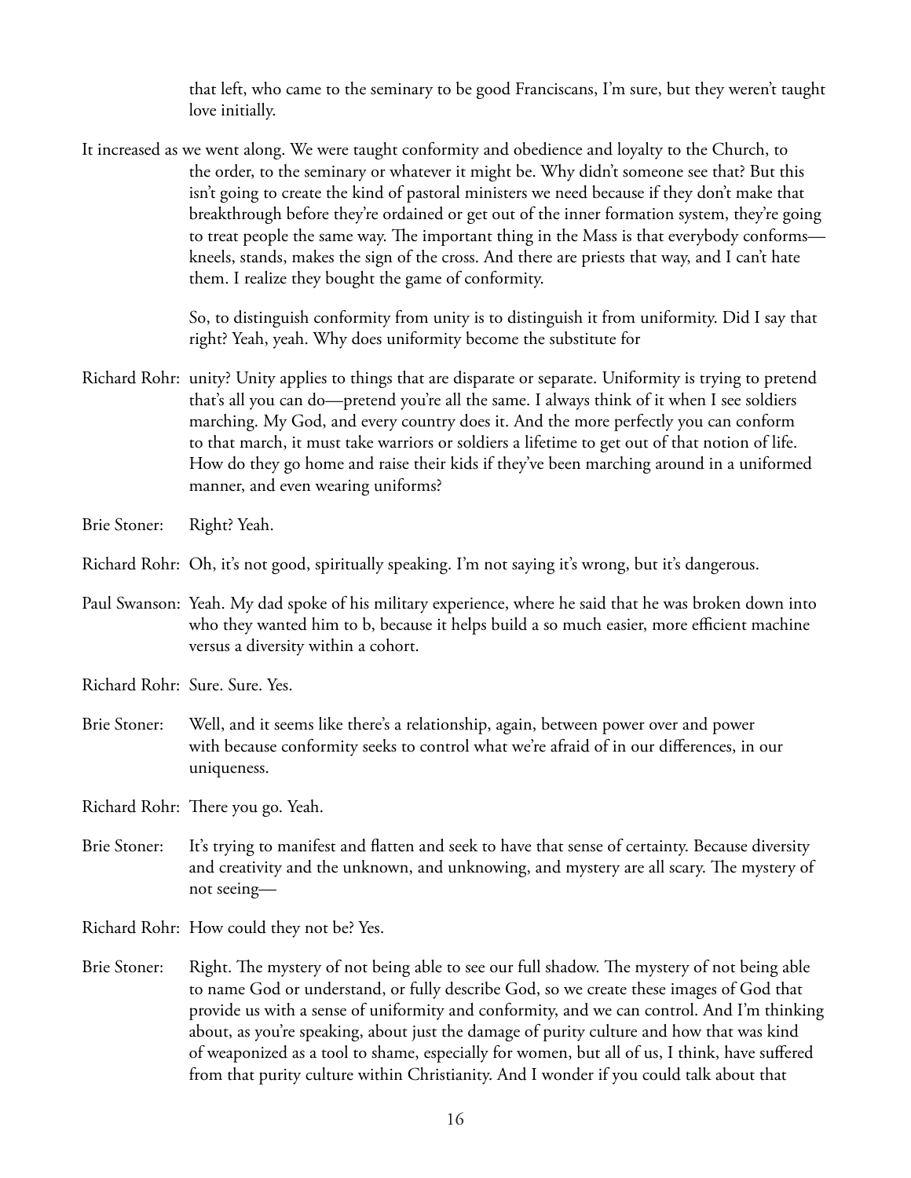that left, who came to the seminary to be good Franciscans, I'm sure, but they weren't taught love initially.

It increased as we went along. We were taught conformity and obedience and loyalty to the Church, to the order, to the seminary or whatever it might be. Why didn't someone see that? But this isn't going to create the kind of pastoral ministers we need because if they don't make that breakthrough before they're ordained or get out of the inner formation system, they're going to treat people the same way. The important thing in the Mass is that everybody conforms—kneels, stands, makes the sign of the cross. And there are priests that way, and I can't hate them. I realize they bought the game of conformity.

So, to distinguish conformity from unity is to distinguish it from uniformity. Did I say that right? Yeah, yeah. Why does uniformity become the substitute for

Richard Rohr: unity? Unity applies to things that are disparate or separate. Uniformity is trying to pretend that's all you can do—pretend you're all the same. I always think of it when I see soldiers marching. My God, and every country does it. And the more perfectly you can conform to that march, it must take warriors or soldiers a lifetime to get out of that notion of life. How do they go home and raise their kids if they've been marching around in a uniformed manner, and even wearing uniforms?

Brie Stoner: Right? Yeah.

Richard Rohr: Oh, it's not good, spiritually speaking. I'm not saying it's wrong, but it's dangerous.

Paul Swanson: Yeah. My dad spoke of his military experience, where he said that he was broken down into who they wanted him to b, because it helps build a so much easier, more efficient machine versus a diversity within a cohort.

Richard Rohr: Sure. Sure. Yes.

Brie Stoner: Well, and it seems like there's a relationship, again, between power over and power with because conformity seeks to control what we're afraid of in our differences, in our uniqueness.

Richard Rohr: There you go. Yeah.

Brie Stoner: It's trying to manifest and flatten and seek to have that sense of certainty. Because diversity and creativity and the unknown, and unknowing, and mystery are all scary. The mystery of not seeing—

Richard Rohr: How could they not be? Yes.

Brie Stoner: Right. The mystery of not being able to see our full shadow. The mystery of not being able to name God or understand, or fully describe God, so we create these images of God that provide us with a sense of uniformity and conformity, and we can control. And I'm thinking about, as you're speaking, about just the damage of purity culture and how that was kind of weaponized as a tool to shame, especially for women, but all of us, I think, have suffered from that purity culture within Christianity. And I wonder if you could talk about that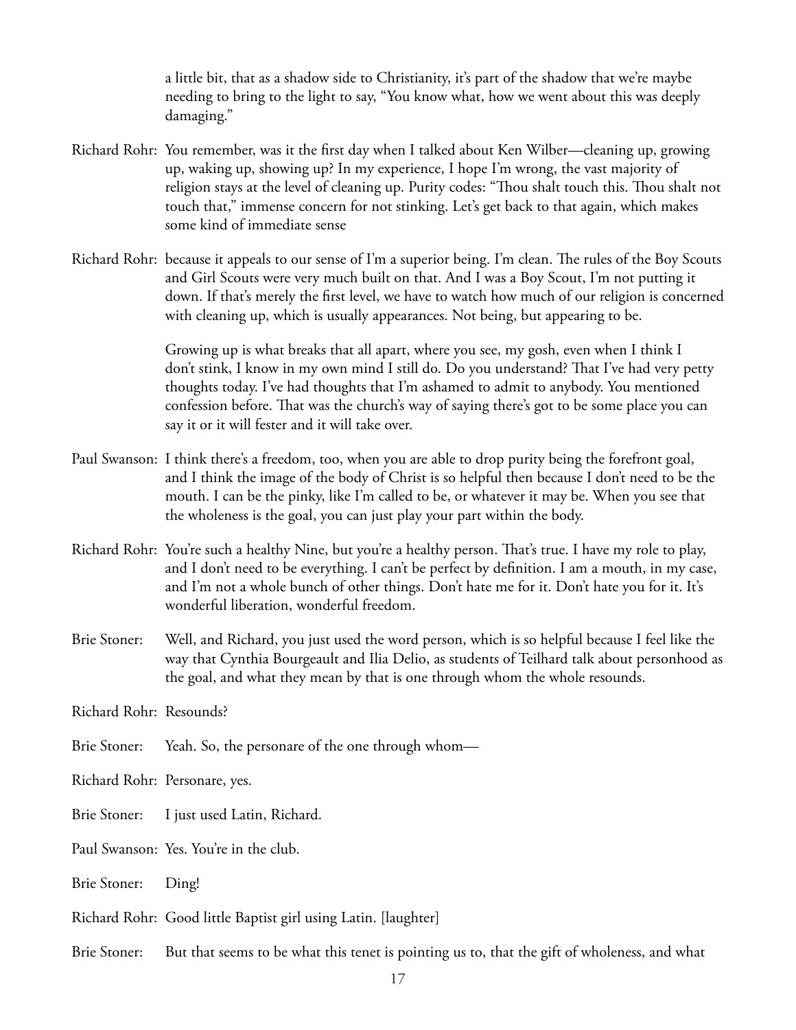a little bit, that as a shadow side to Christianity, it's part of the shadow that we're maybe needing to bring to the light to say, "You know what, how we went about this was deeply damaging."

Richard Rohr: You remember, was it the first day when I talked about Ken Wilber—cleaning up, growing up, waking up, showing up? In my experience, I hope I'm wrong, the vast majority of religion stays at the level of cleaning up. Purity codes: "Thou shalt touch this. Thou shalt not touch that," immense concern for not stinking. Let's get back to that again, which makes some kind of immediate sense

Richard Rohr: because it appeals to our sense of I'm a superior being. I'm clean. The rules of the Boy Scouts and Girl Scouts were very much built on that. And I was a Boy Scout, I'm not putting it down. If that's merely the first level, we have to watch how much of our religion is concerned with cleaning up, which is usually appearances. Not being, but appearing to be.

Growing up is what breaks that all apart, where you see, my gosh, even when I think I don't stink, I know in my own mind I still do. Do you understand? That I've had very petty thoughts today. I've had thoughts that I'm ashamed to admit to anybody. You mentioned confession before. That was the church's way of saying there's got to be some place you can say it or it will fester and it will take over.

Paul Swanson: I think there's a freedom, too, when you are able to drop purity being the forefront goal, and I think the image of the body of Christ is so helpful then because I don't need to be the mouth. I can be the pinky, like I'm called to be, or whatever it may be. When you see that the wholeness is the goal, you can just play your part within the body.

Richard Rohr: You're such a healthy Nine, but you're a healthy person. That's true. I have my role to play, and I don't need to be everything. I can't be perfect by definition. I am a mouth, in my case, and I'm not a whole bunch of other things. Don't hate me for it. Don't hate you for it. It's wonderful liberation, wonderful freedom.

Brie Stoner: Well, and Richard, you just used the word person, which is so helpful because I feel like the way that Cynthia Bourgeault and Ilia Delio, as students of Teilhard talk about personhood as the goal, and what they mean by that is one through whom the whole resounds.

Richard Rohr: Resounds?

Brie Stoner: Yeah. So, the personare of the one through whom—

Richard Rohr: Personare, yes.

Brie Stoner: I just used Latin, Richard.

Paul Swanson: Yes. You're in the club.

Brie Stoner: Ding!

Richard Rohr: Good little Baptist girl using Latin. [laughter]

Brie Stoner: But that seems to be what this tenet is pointing us to, that the gift of wholeness, and what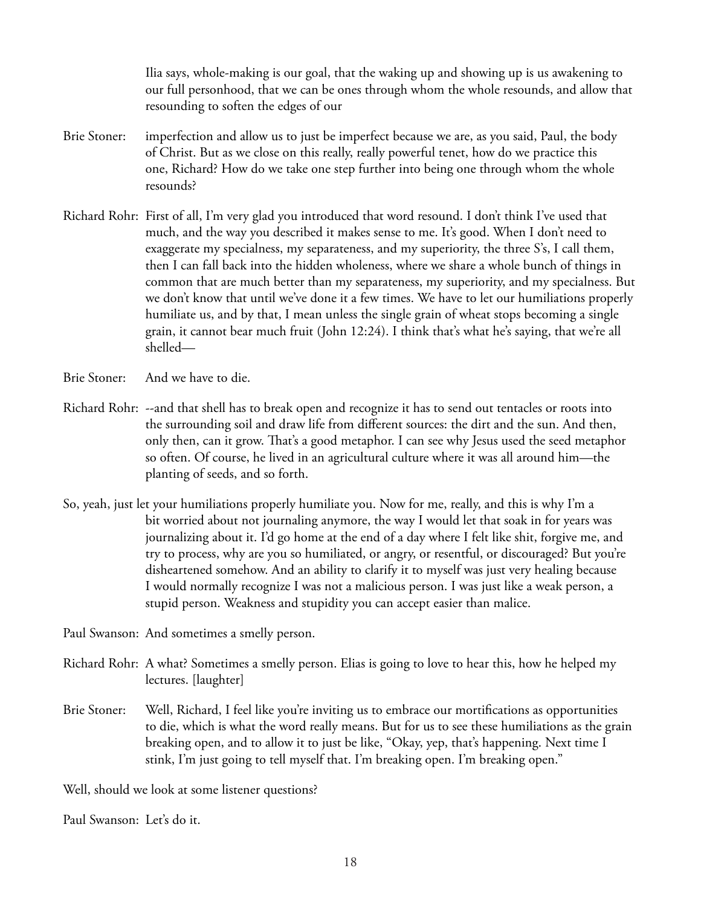Ilia says, whole-making is our goal, that the waking up and showing up is us awakening to our full personhood, that we can be ones through whom the whole resounds, and allow that resounding to soften the edges of our

Brie Stoner: imperfection and allow us to just be imperfect because we are, as you said, Paul, the body of Christ. But as we close on this really, really powerful tenet, how do we practice this one, Richard? How do we take one step further into being one through whom the whole resounds?

Richard Rohr: First of all, I'm very glad you introduced that word resound. I don't think I've used that much, and the way you described it makes sense to me. It's good. When I don't need to exaggerate my specialness, my separateness, and my superiority, the three S's, I call them, then I can fall back into the hidden wholeness, where we share a whole bunch of things in common that are much better than my separateness, my superiority, and my specialness. But we don't know that until we've done it a few times. We have to let our humiliations properly humiliate us, and by that, I mean unless the single grain of wheat stops becoming a single grain, it cannot bear much fruit (John 12:24). I think that's what he's saying, that we're all shelled—

Brie Stoner: And we have to die.

Richard Rohr: --and that shell has to break open and recognize it has to send out tentacles or roots into the surrounding soil and draw life from different sources: the dirt and the sun. And then, only then, can it grow. That's a good metaphor. I can see why Jesus used the seed metaphor so often. Of course, he lived in an agricultural culture where it was all around him—the planting of seeds, and so forth.

So, yeah, just let your humiliations properly humiliate you. Now for me, really, and this is why I'm a bit worried about not journaling anymore, the way I would let that soak in for years was journalizing about it. I'd go home at the end of a day where I felt like shit, forgive me, and try to process, why are you so humiliated, or angry, or resentful, or discouraged? But you're disheartened somehow. And an ability to clarify it to myself was just very healing because I would normally recognize I was not a malicious person. I was just like a weak person, a stupid person. Weakness and stupidity you can accept easier than malice.

Paul Swanson: And sometimes a smelly person.

Richard Rohr: A what? Sometimes a smelly person. Elias is going to love to hear this, how he helped my lectures. [laughter]

Brie Stoner: Well, Richard, I feel like you're inviting us to embrace our mortifications as opportunities to die, which is what the word really means. But for us to see these humiliations as the grain breaking open, and to allow it to just be like, "Okay, yep, that's happening. Next time I stink, I'm just going to tell myself that. I'm breaking open. I'm breaking open."

Well, should we look at some listener questions?

Paul Swanson: Let's do it.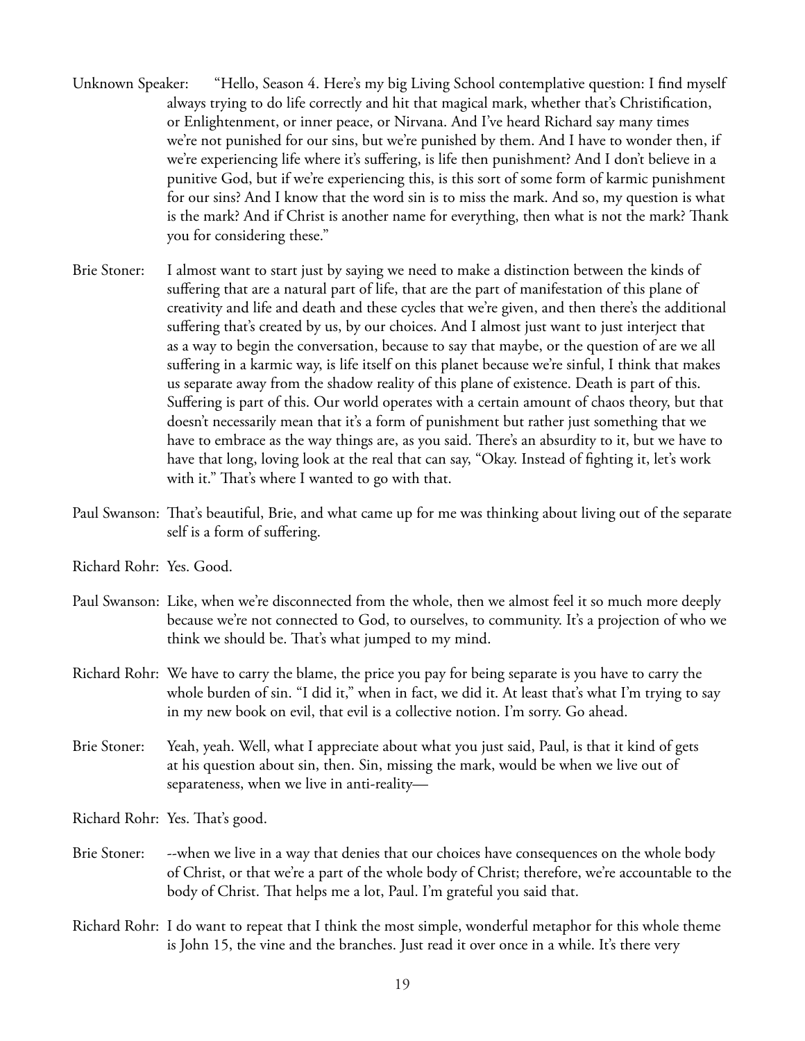Unknown Speaker: "Hello, Season 4. Here's my big Living School contemplative question: I find myself always trying to do life correctly and hit that magical mark, whether that's Christification, or Enlightenment, or inner peace, or Nirvana. And I've heard Richard say many times we're not punished for our sins, but we're punished by them. And I have to wonder then, if we're experiencing life where it's suffering, is life then punishment? And I don't believe in a punitive God, but if we're experiencing this, is this sort of some form of karmic punishment for our sins? And I know that the word sin is to miss the mark. And so, my question is what is the mark? And if Christ is another name for everything, then what is not the mark? Thank you for considering these."

Brie Stoner: I almost want to start just by saying we need to make a distinction between the kinds of suffering that are a natural part of life, that are the part of manifestation of this plane of creativity and life and death and these cycles that we're given, and then there's the additional suffering that's created by us, by our choices. And I almost just want to just interject that as a way to begin the conversation, because to say that maybe, or the question of are we all suffering in a karmic way, is life itself on this planet because we're sinful, I think that makes us separate away from the shadow reality of this plane of existence. Death is part of this. Suffering is part of this. Our world operates with a certain amount of chaos theory, but that doesn't necessarily mean that it's a form of punishment but rather just something that we have to embrace as the way things are, as you said. There's an absurdity to it, but we have to have that long, loving look at the real that can say, "Okay. Instead of fighting it, let's work with it." That's where I wanted to go with that.

Paul Swanson: That's beautiful, Brie, and what came up for me was thinking about living out of the separate self is a form of suffering.

Richard Rohr: Yes. Good.

Paul Swanson: Like, when we're disconnected from the whole, then we almost feel it so much more deeply because we're not connected to God, to ourselves, to community. It's a projection of who we think we should be. That's what jumped to my mind.

Richard Rohr: We have to carry the blame, the price you pay for being separate is you have to carry the whole burden of sin. "I did it," when in fact, we did it. At least that's what I'm trying to say in my new book on evil, that evil is a collective notion. I'm sorry. Go ahead.

Brie Stoner: Yeah, yeah. Well, what I appreciate about what you just said, Paul, is that it kind of gets at his question about sin, then. Sin, missing the mark, would be when we live out of separateness, when we live in anti-reality—

Richard Rohr: Yes. That's good.

Brie Stoner: --when we live in a way that denies that our choices have consequences on the whole body of Christ, or that we're a part of the whole body of Christ; therefore, we're accountable to the body of Christ. That helps me a lot, Paul. I'm grateful you said that.

Richard Rohr: I do want to repeat that I think the most simple, wonderful metaphor for this whole theme is John 15, the vine and the branches. Just read it over once in a while. It's there very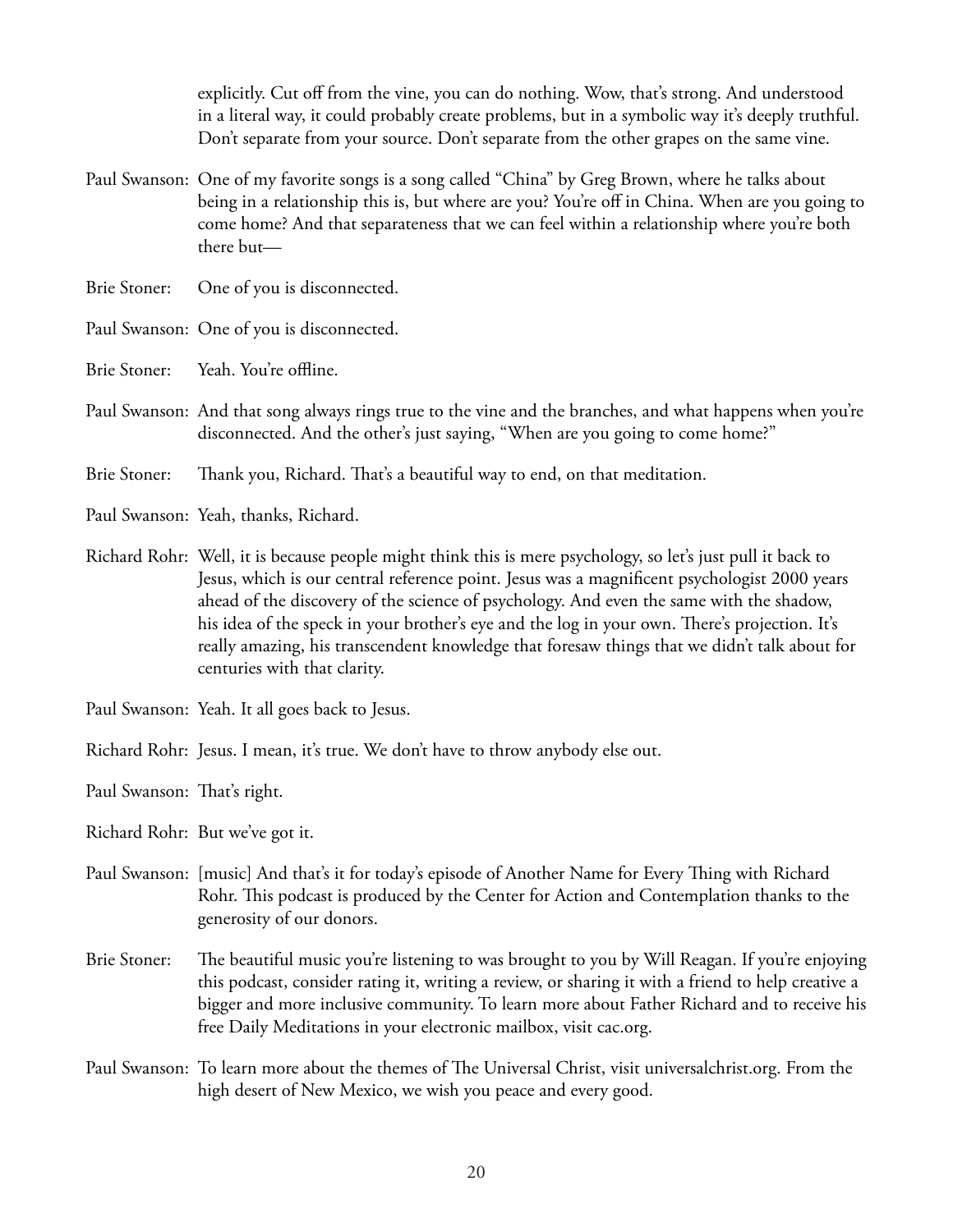explicitly. Cut off from the vine, you can do nothing. Wow, that's strong. And understood in a literal way, it could probably create problems, but in a symbolic way it's deeply truthful. Don't separate from your source. Don't separate from the other grapes on the same vine.

Paul Swanson: One of my favorite songs is a song called "China" by Greg Brown, where he talks about being in a relationship this is, but where are you? You're off in China. When are you going to come home? And that separateness that we can feel within a relationship where you're both there but—

Brie Stoner: One of you is disconnected.

Paul Swanson: One of you is disconnected.

Brie Stoner: Yeah. You're offline.

Paul Swanson: And that song always rings true to the vine and the branches, and what happens when you're disconnected. And the other's just saying, "When are you going to come home?"

Brie Stoner: Thank you, Richard. That's a beautiful way to end, on that meditation.

Paul Swanson: Yeah, thanks, Richard.

Richard Rohr: Well, it is because people might think this is mere psychology, so let's just pull it back to Jesus, which is our central reference point. Jesus was a magnificent psychologist 2000 years ahead of the discovery of the science of psychology. And even the same with the shadow, his idea of the speck in your brother's eye and the log in your own. There's projection. It's really amazing, his transcendent knowledge that foresaw things that we didn't talk about for centuries with that clarity.

Paul Swanson: Yeah. It all goes back to Jesus.

Richard Rohr: Jesus. I mean, it's true. We don't have to throw anybody else out.

Paul Swanson: That's right.

Richard Rohr: But we've got it.

Paul Swanson: [music] And that's it for today's episode of Another Name for Every Thing with Richard Rohr. This podcast is produced by the Center for Action and Contemplation thanks to the generosity of our donors.

Brie Stoner: The beautiful music you're listening to was brought to you by Will Reagan. If you're enjoying this podcast, consider rating it, writing a review, or sharing it with a friend to help creative a bigger and more inclusive community. To learn more about Father Richard and to receive his free Daily Meditations in your electronic mailbox, visit cac.org.

Paul Swanson: To learn more about the themes of The Universal Christ, visit universalchrist.org. From the high desert of New Mexico, we wish you peace and every good.